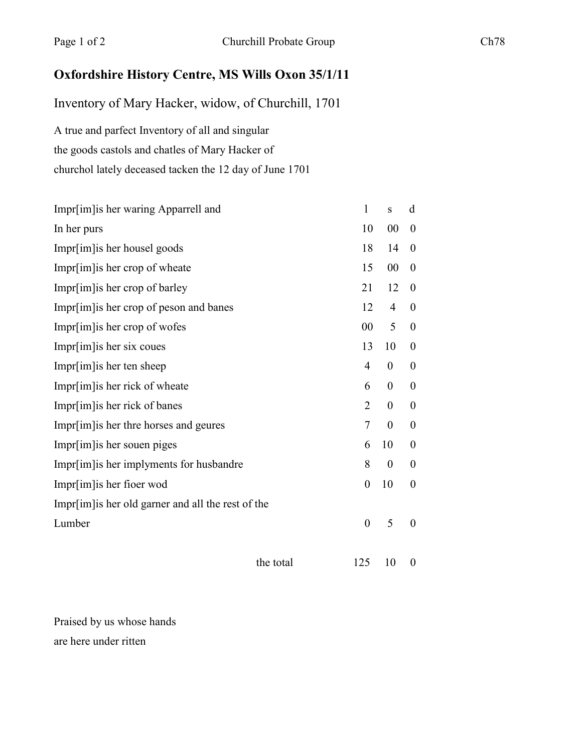# Oxfordshire History Centre, MS Wills Oxon 35/1/11

## Inventory of Mary Hacker, widow, of Churchill, 1701

A true and parfect Inventory of all and singular
the goods castols and chatles of Mary Hacker of
churchol lately deceased tacken the 12 day of June 1701

| | l | s | d |
|---|---|---|---|
| Impr[im]is her waring Apparrell and In her purs | 10 | 00 | 0 |
| Impr[im]is her housel goods | 18 | 14 | 0 |
| Impr[im]is her crop of wheate | 15 | 00 | 0 |
| Impr[im]is her crop of barley | 21 | 12 | 0 |
| Impr[im]is her crop of peson and banes | 12 | 4 | 0 |
| Impr[im]is her crop of wofes | 00 | 5 | 0 |
| Impr[im]is her six coues | 13 | 10 | 0 |
| Impr[im]is her ten sheep | 4 | 0 | 0 |
| Impr[im]is her rick of wheate | 6 | 0 | 0 |
| Impr[im]is her rick of banes | 2 | 0 | 0 |
| Impr[im]is her thre horses and geures | 7 | 0 | 0 |
| Impr[im]is her souen piges | 6 | 10 | 0 |
| Impr[im]is her implyments for husbandre | 8 | 0 | 0 |
| Impr[im]is her fioer wod | 0 | 10 | 0 |
| Impr[im]is her old garner and all the rest of the Lumber | 0 | 5 | 0 |
| the total | 125 | 10 | 0 |

Praised by us whose hands
are here under ritten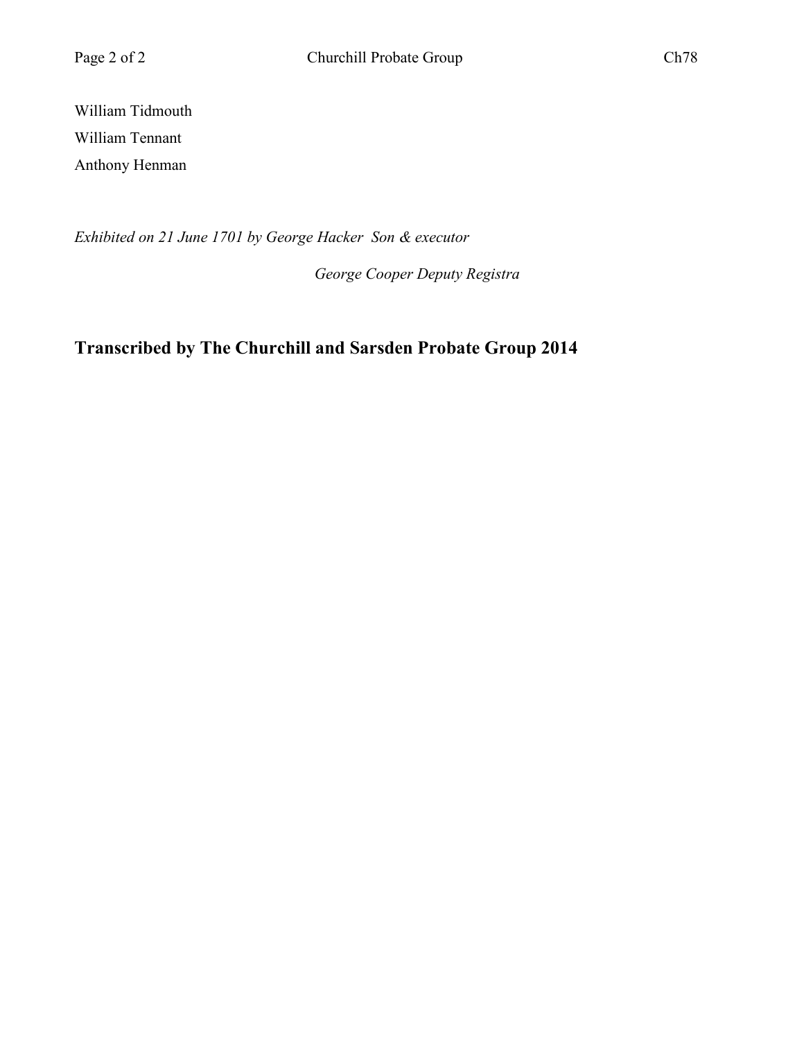William Tidmouth

William Tennant

Anthony Henman

*Exhibited on 21 June 1701 by George Hacker Son & executor*

*George Cooper Deputy Registra*

**Transcribed by The Churchill and Sarsden Probate Group 2014**